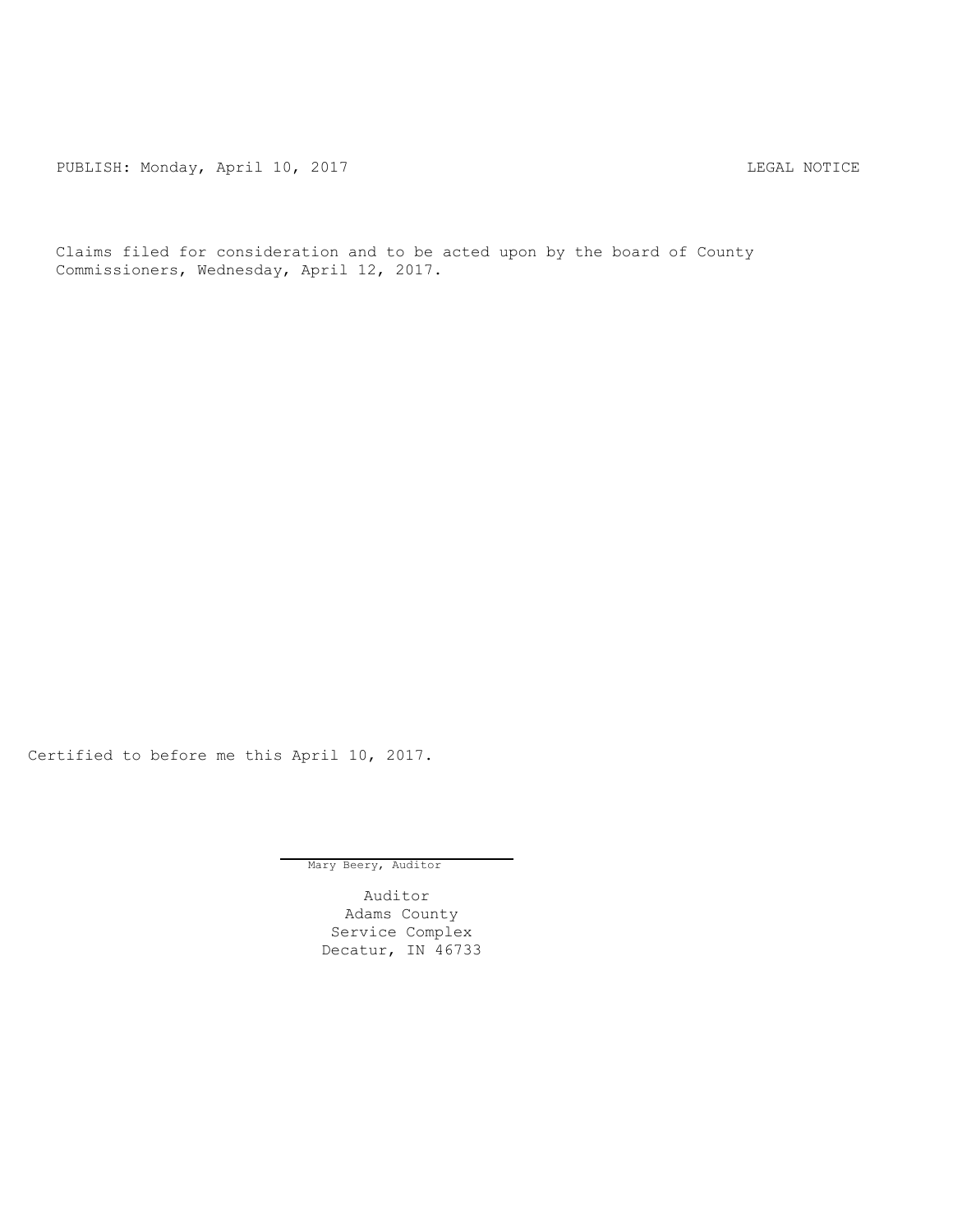PUBLISH: Monday, April 10, 2017 LEGAL NOTICE

Claims filed for consideration and to be acted upon by the board of County Commissioners, Wednesday, April 12, 2017.

Certified to before me this April 10, 2017.

Mary Beery, Auditor

Auditor
Adams County
Service Complex
Decatur, IN 46733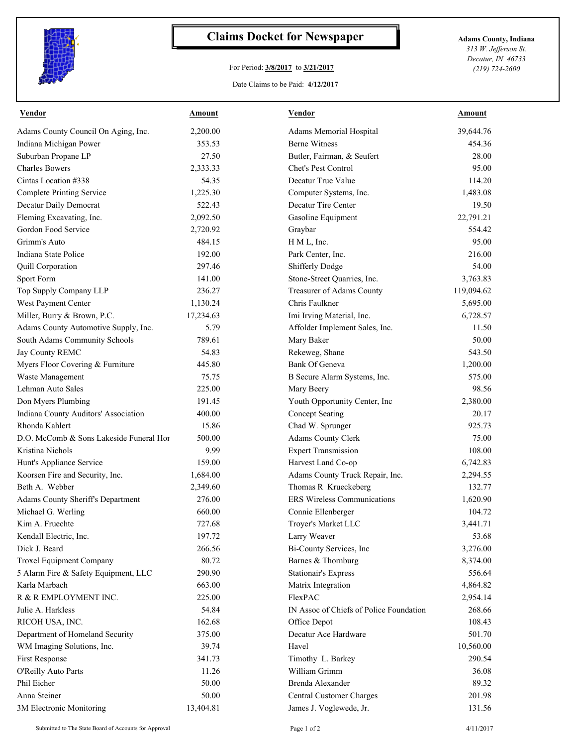# Claims Docket for Newspaper

For Period: **3/8/2017** to **3/21/2017**

Date Claims to be Paid: **4/12/2017**

**Adams County, Indiana**
*313 W. Jefferson St.*
*Decatur, IN 46733*
*(219) 724-2600*

| Vendor | Amount | Vendor | Amount |
|---|---|---|---|
| Adams County Council On Aging, Inc. | 2,200.00 | Adams Memorial Hospital | 39,644.76 |
| Indiana Michigan Power | 353.53 | Berne Witness | 454.36 |
| Suburban Propane LP | 27.50 | Butler, Fairman, & Seufert | 28.00 |
| Charles Bowers | 2,333.33 | Chet's Pest Control | 95.00 |
| Cintas Location #338 | 54.35 | Decatur True Value | 114.20 |
| Complete Printing Service | 1,225.30 | Computer Systems, Inc. | 1,483.08 |
| Decatur Daily Democrat | 522.43 | Decatur Tire Center | 19.50 |
| Fleming Excavating, Inc. | 2,092.50 | Gasoline Equipment | 22,791.21 |
| Gordon Food Service | 2,720.92 | Graybar | 554.42 |
| Grimm's Auto | 484.15 | H M L, Inc. | 95.00 |
| Indiana State Police | 192.00 | Park Center, Inc. | 216.00 |
| Quill Corporation | 297.46 | Shifferly Dodge | 54.00 |
| Sport Form | 141.00 | Stone-Street Quarries, Inc. | 3,763.83 |
| Top Supply Company LLP | 236.27 | Treasurer of Adams County | 119,094.62 |
| West Payment Center | 1,130.24 | Chris Faulkner | 5,695.00 |
| Miller, Burry & Brown, P.C. | 17,234.63 | Imi Irving Material, Inc. | 6,728.57 |
| Adams County Automotive Supply, Inc. | 5.79 | Affolder Implement Sales, Inc. | 11.50 |
| South Adams Community Schools | 789.61 | Mary Baker | 50.00 |
| Jay County REMC | 54.83 | Rekeweg, Shane | 543.50 |
| Myers Floor Covering & Furniture | 445.80 | Bank Of Geneva | 1,200.00 |
| Waste Management | 75.75 | B Secure Alarm Systems, Inc. | 575.00 |
| Lehman Auto Sales | 225.00 | Mary Beery | 98.56 |
| Don Myers Plumbing | 191.45 | Youth Opportunity Center, Inc | 2,380.00 |
| Indiana County Auditors' Association | 400.00 | Concept Seating | 20.17 |
| Rhonda Kahlert | 15.86 | Chad W. Sprunger | 925.73 |
| D.O. McComb & Sons Lakeside Funeral Hor | 500.00 | Adams County Clerk | 75.00 |
| Kristina Nichols | 9.99 | Expert Transmission | 108.00 |
| Hunt's Appliance Service | 159.00 | Harvest Land Co-op | 6,742.83 |
| Koorsen Fire and Security, Inc. | 1,684.00 | Adams County Truck Repair, Inc. | 2,294.55 |
| Beth A. Webber | 2,349.60 | Thomas R Krueckeberg | 132.77 |
| Adams County Sheriff's Department | 276.00 | ERS Wireless Communications | 1,620.90 |
| Michael G. Werling | 660.00 | Connie Ellenberger | 104.72 |
| Kim A. Fruechte | 727.68 | Troyer's Market LLC | 3,441.71 |
| Kendall Electric, Inc. | 197.72 | Larry Weaver | 53.68 |
| Dick J. Beard | 266.56 | Bi-County Services, Inc | 3,276.00 |
| Troxel Equipment Company | 80.72 | Barnes & Thornburg | 8,374.00 |
| 5 Alarm Fire & Safety Equipment, LLC | 290.90 | Stationair's Express | 556.64 |
| Karla Marbach | 663.00 | Matrix Integration | 4,864.82 |
| R & R EMPLOYMENT INC. | 225.00 | FlexPAC | 2,954.14 |
| Julie A. Harkless | 54.84 | IN Assoc of Chiefs of Police Foundation | 268.66 |
| RICOH USA, INC. | 162.68 | Office Depot | 108.43 |
| Department of Homeland Security | 375.00 | Decatur Ace Hardware | 501.70 |
| WM Imaging Solutions, Inc. | 39.74 | Havel | 10,560.00 |
| First Response | 341.73 | Timothy L. Barkey | 290.54 |
| O'Reilly Auto Parts | 11.26 | William Grimm | 36.08 |
| Phil Eicher | 50.00 | Brenda Alexander | 89.32 |
| Anna Steiner | 50.00 | Central Customer Charges | 201.98 |
| 3M Electronic Monitoring | 13,404.81 | James J. Voglewede, Jr. | 131.56 |

Submitted to The State Board of Accounts for Approval — 4/11/2017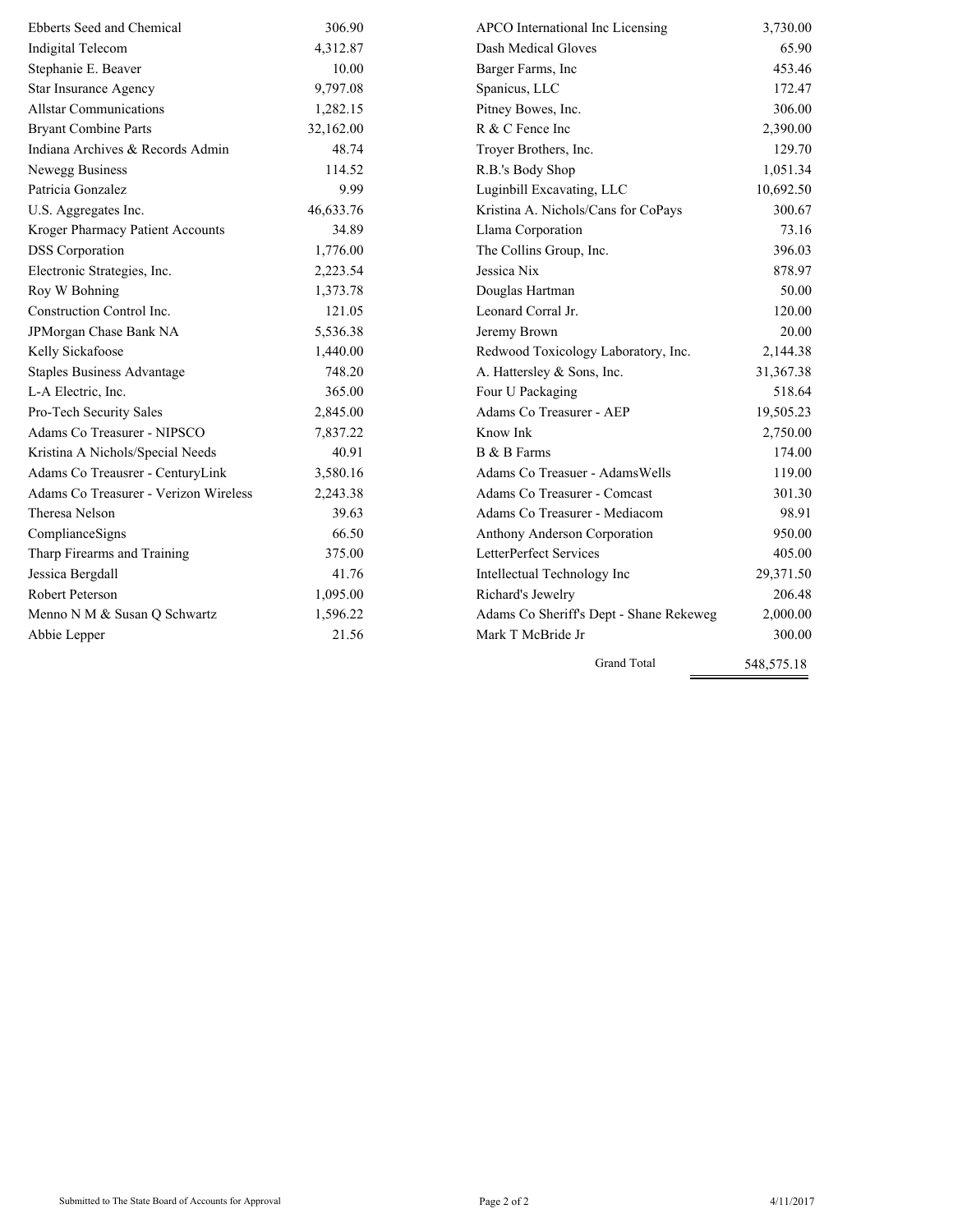| | |
|---|---|
| Ebberts Seed and Chemical | 306.90 |
| Indigital Telecom | 4,312.87 |
| Stephanie E. Beaver | 10.00 |
| Star Insurance Agency | 9,797.08 |
| Allstar Communications | 1,282.15 |
| Bryant Combine Parts | 32,162.00 |
| Indiana Archives & Records Admin | 48.74 |
| Newegg Business | 114.52 |
| Patricia Gonzalez | 9.99 |
| U.S. Aggregates Inc. | 46,633.76 |
| Kroger Pharmacy Patient Accounts | 34.89 |
| DSS Corporation | 1,776.00 |
| Electronic Strategies, Inc. | 2,223.54 |
| Roy W Bohning | 1,373.78 |
| Construction Control Inc. | 121.05 |
| JPMorgan Chase Bank NA | 5,536.38 |
| Kelly Sickafoose | 1,440.00 |
| Staples Business Advantage | 748.20 |
| L-A Electric, Inc. | 365.00 |
| Pro-Tech Security Sales | 2,845.00 |
| Adams Co Treasurer - NIPSCO | 7,837.22 |
| Kristina A Nichols/Special Needs | 40.91 |
| Adams Co Treausrer - CenturyLink | 3,580.16 |
| Adams Co Treasurer - Verizon Wireless | 2,243.38 |
| Theresa Nelson | 39.63 |
| ComplianceSigns | 66.50 |
| Tharp Firearms and Training | 375.00 |
| Jessica Bergdall | 41.76 |
| Robert Peterson | 1,095.00 |
| Menno N M & Susan Q Schwartz | 1,596.22 |
| Abbie Lepper | 21.56 |
| APCO International Inc Licensing | 3,730.00 |
| Dash Medical Gloves | 65.90 |
| Barger Farms, Inc | 453.46 |
| Spanicus, LLC | 172.47 |
| Pitney Bowes, Inc. | 306.00 |
| R & C Fence Inc | 2,390.00 |
| Troyer Brothers, Inc. | 129.70 |
| R.B.'s Body Shop | 1,051.34 |
| Luginbill Excavating, LLC | 10,692.50 |
| Kristina A. Nichols/Cans for CoPays | 300.67 |
| Llama Corporation | 73.16 |
| The Collins Group, Inc. | 396.03 |
| Jessica Nix | 878.97 |
| Douglas Hartman | 50.00 |
| Leonard Corral Jr. | 120.00 |
| Jeremy Brown | 20.00 |
| Redwood Toxicology Laboratory, Inc. | 2,144.38 |
| A. Hattersley & Sons, Inc. | 31,367.38 |
| Four U Packaging | 518.64 |
| Adams Co Treasurer - AEP | 19,505.23 |
| Know Ink | 2,750.00 |
| B & B Farms | 174.00 |
| Adams Co Treasuer - AdamsWells | 119.00 |
| Adams Co Treasurer - Comcast | 301.30 |
| Adams Co Treasurer - Mediacom | 98.91 |
| Anthony Anderson Corporation | 950.00 |
| LetterPerfect Services | 405.00 |
| Intellectual Technology Inc | 29,371.50 |
| Richard's Jewelry | 206.48 |
| Adams Co Sheriff's Dept - Shane Rekeweg | 2,000.00 |
| Mark T McBride Jr | 300.00 |
| Grand Total | 548,575.18 |

Submitted to The State Board of Accounts for Approval

4/11/2017